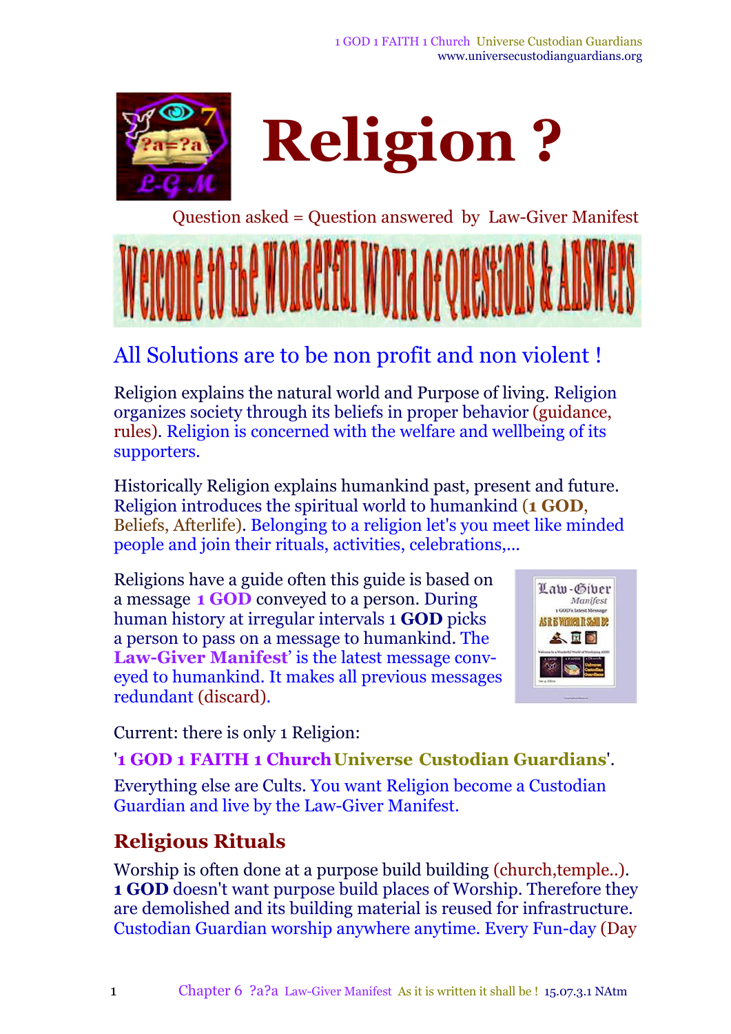# Religion ?

Question asked = Question answered by Law-Giver Manifest

Welcome to the Wonderful World of Questions & Answers

## All Solutions are to be non profit and non violent !

Religion explains the natural world and Purpose of living. Religion organizes society through its beliefs in proper behavior (guidance, rules). Religion is concerned with the welfare and wellbeing of its supporters.

Historically Religion explains humankind past, present and future. Religion introduces the spiritual world to humankind (**1 GOD**, Beliefs, Afterlife). Belonging to a religion let's you meet like minded people and join their rituals, activities, celebrations,...

Religions have a guide often this guide is based on a message **1 GOD** conveyed to a person. During human history at irregular intervals 1 **GOD** picks a person to pass on a message to humankind. The **Law-Giver Manifest**' is the latest message conveyed to humankind. It makes all previous messages redundant (discard).

Current: there is only 1 Religion:

'**1 GOD 1 FAITH 1 Church Universe Custodian Guardians**'.

Everything else are Cults. You want Religion become a Custodian Guardian and live by the Law-Giver Manifest.

## Religious Rituals

Worship is often done at a purpose build building (church,temple..). **1 GOD** doesn't want purpose build places of Worship. Therefore they are demolished and its building material is reused for infrastructure. Custodian Guardian worship anywhere anytime. Every Fun-day (Day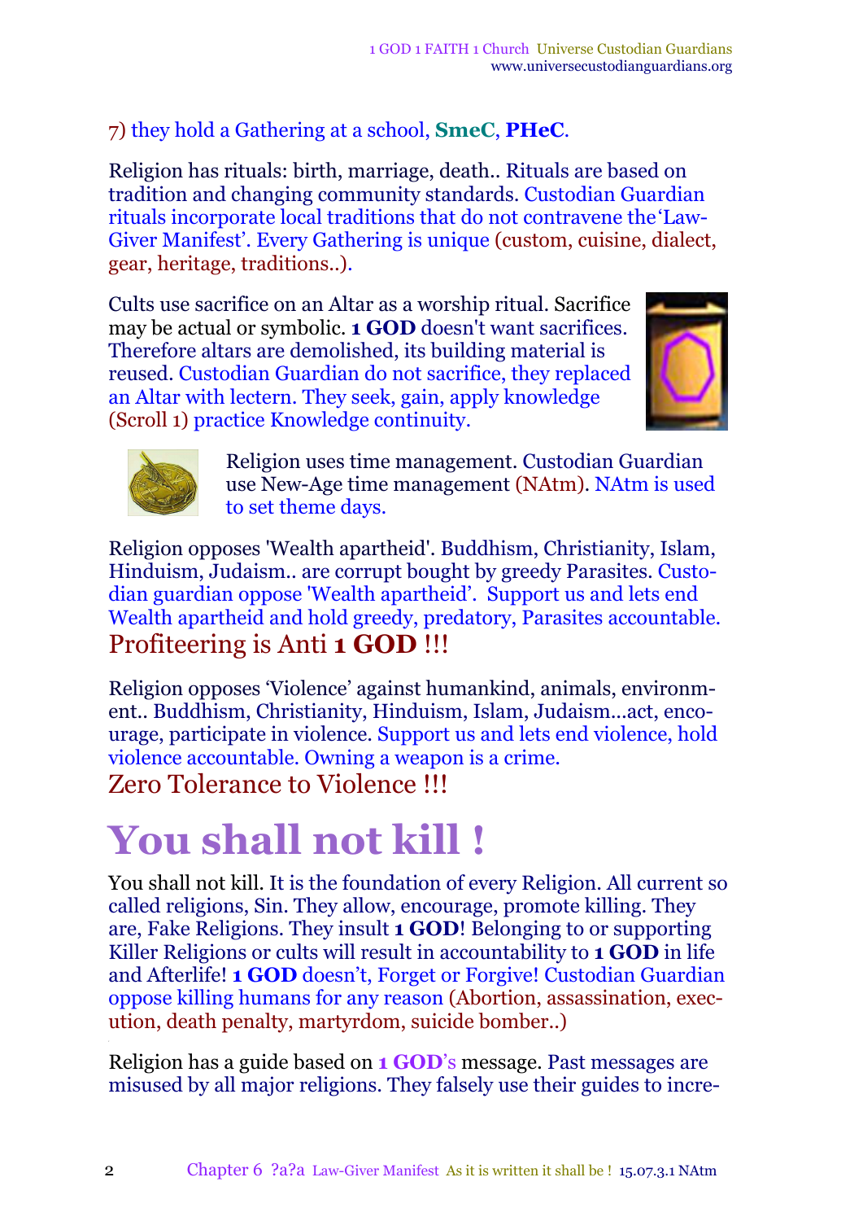7) they hold a Gathering at a school, **SmeC**, **PHeC**.

Religion has rituals: birth, marriage, death.. Rituals are based on tradition and changing community standards. Custodian Guardian rituals incorporate local traditions that do not contravene the'Law-Giver Manifest'. Every Gathering is unique (custom, cuisine, dialect, gear, heritage, traditions..).

Cults use sacrifice on an Altar as a worship ritual. Sacrifice may be actual or symbolic. **1 GOD** doesn't want sacrifices. Therefore altars are demolished, its building material is reused. Custodian Guardian do not sacrifice, they replaced an Altar with lectern. They seek, gain, apply knowledge (Scroll 1) practice Knowledge continuity.

Religion uses time management. Custodian Guardian use New-Age time management (NAtm). NAtm is used to set theme days.

Religion opposes 'Wealth apartheid'. Buddhism, Christianity, Islam, Hinduism, Judaism.. are corrupt bought by greedy Parasites. Custodian guardian oppose 'Wealth apartheid'. Support us and lets end Wealth apartheid and hold greedy, predatory, Parasites accountable.

Profiteering is Anti **1 GOD** !!!

Religion opposes 'Violence' against humankind, animals, environment.. Buddhism, Christianity, Hinduism, Islam, Judaism...act, encourage, participate in violence. Support us and lets end violence, hold violence accountable. Owning a weapon is a crime.

Zero Tolerance to Violence !!!

# You shall not kill !

You shall not kill. It is the foundation of every Religion. All current so called religions, Sin. They allow, encourage, promote killing. They are, Fake Religions. They insult **1 GOD**! Belonging to or supporting Killer Religions or cults will result in accountability to **1 GOD** in life and Afterlife! **1 GOD** doesn't, Forget or Forgive! Custodian Guardian oppose killing humans for any reason (Abortion, assassination, execution, death penalty, martyrdom, suicide bomber..)

Religion has a guide based on **1 GOD**'s message. Past messages are misused by all major religions. They falsely use their guides to incre-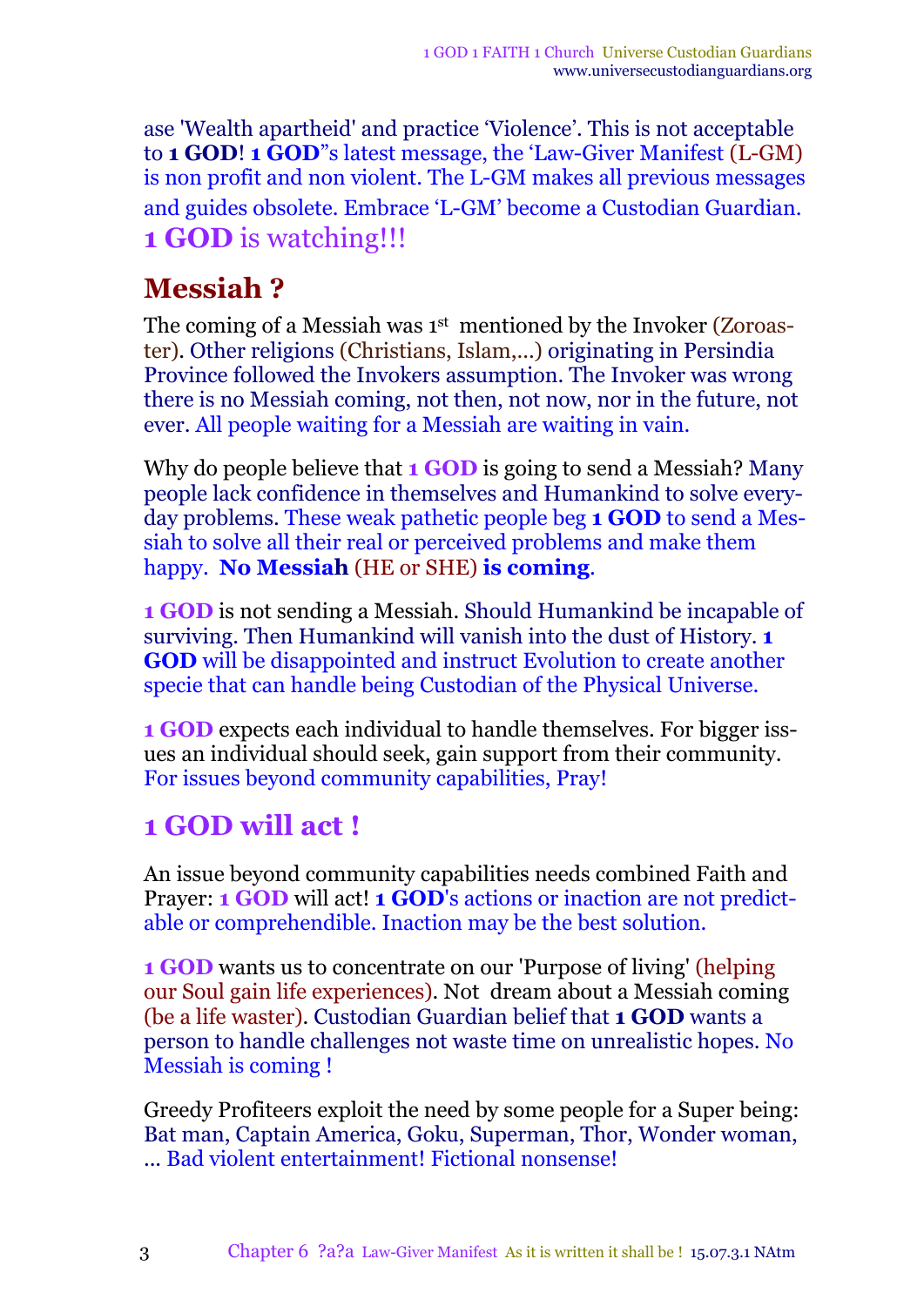ase 'Wealth apartheid' and practice 'Violence'. This is not acceptable to **1 GOD**! **1 GOD**"s latest message, the 'Law-Giver Manifest (L-GM) is non profit and non violent. The L-GM makes all previous messages and guides obsolete. Embrace 'L-GM' become a Custodian Guardian. **1 GOD** is watching!!!

## Messiah ?

The coming of a Messiah was 1st mentioned by the Invoker (Zoroaster). Other religions (Christians, Islam,...) originating in Persindia Province followed the Invokers assumption. The Invoker was wrong there is no Messiah coming, not then, not now, nor in the future, not ever. All people waiting for a Messiah are waiting in vain.

Why do people believe that **1 GOD** is going to send a Messiah? Many people lack confidence in themselves and Humankind to solve everyday problems. These weak pathetic people beg **1 GOD** to send a Messiah to solve all their real or perceived problems and make them happy. **No Messiah** (HE or SHE) **is coming**.

**1 GOD** is not sending a Messiah. Should Humankind be incapable of surviving. Then Humankind will vanish into the dust of History. **1 GOD** will be disappointed and instruct Evolution to create another specie that can handle being Custodian of the Physical Universe.

**1 GOD** expects each individual to handle themselves. For bigger issues an individual should seek, gain support from their community. For issues beyond community capabilities, Pray!

## 1 GOD will act !

An issue beyond community capabilities needs combined Faith and Prayer: **1 GOD** will act! **1 GOD**'s actions or inaction are not predictable or comprehendible. Inaction may be the best solution.

**1 GOD** wants us to concentrate on our 'Purpose of living' (helping our Soul gain life experiences). Not dream about a Messiah coming (be a life waster). Custodian Guardian belief that **1 GOD** wants a person to handle challenges not waste time on unrealistic hopes. No Messiah is coming !

Greedy Profiteers exploit the need by some people for a Super being: Bat man, Captain America, Goku, Superman, Thor, Wonder woman, ... Bad violent entertainment! Fictional nonsense!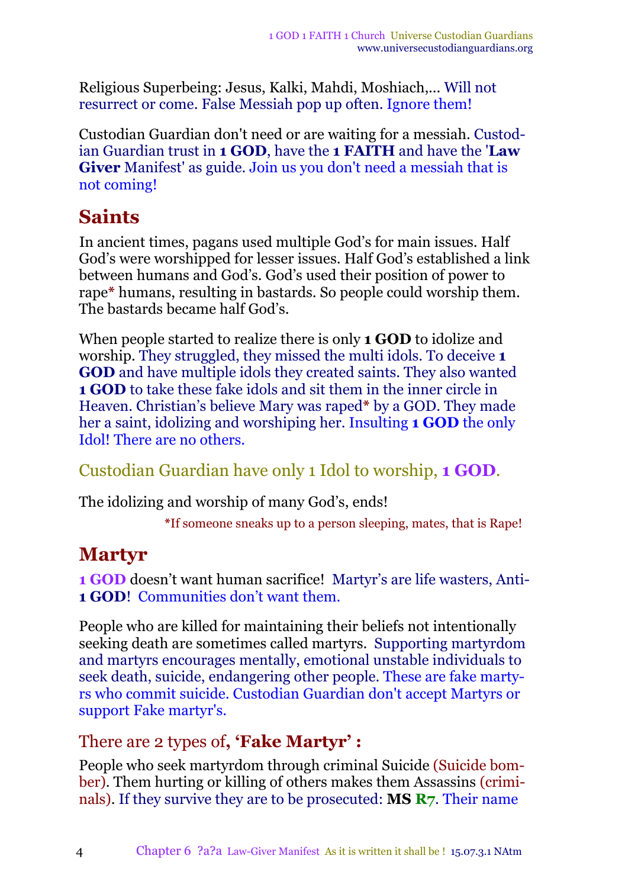Religious Superbeing: Jesus, Kalki, Mahdi, Moshiach,... Will not resurrect or come. False Messiah pop up often. Ignore them!

Custodian Guardian don't need or are waiting for a messiah. Custodian Guardian trust in **1 GOD**, have the **1 FAITH** and have the '**Law Giver** Manifest' as guide. Join us you don't need a messiah that is not coming!

## Saints

In ancient times, pagans used multiple God's for main issues. Half God's were worshipped for lesser issues. Half God's established a link between humans and God's. God's used their position of power to rape* humans, resulting in bastards. So people could worship them. The bastards became half God's.

When people started to realize there is only **1 GOD** to idolize and worship. They struggled, they missed the multi idols. To deceive **1 GOD** and have multiple idols they created saints. They also wanted **1 GOD** to take these fake idols and sit them in the inner circle in Heaven. Christian's believe Mary was raped* by a GOD. They made her a saint, idolizing and worshiping her. Insulting **1 GOD** the only Idol! There are no others.

Custodian Guardian have only 1 Idol to worship, **1 GOD**.

The idolizing and worship of many God's, ends!

*If someone sneaks up to a person sleeping, mates, that is Rape!

## Martyr

**1 GOD** doesn't want human sacrifice! Martyr's are life wasters, Anti-**1 GOD**! Communities don't want them.

People who are killed for maintaining their beliefs not intentionally seeking death are sometimes called martyrs. Supporting martyrdom and martyrs encourages mentally, emotional unstable individuals to seek death, suicide, endangering other people. These are fake martyrs who commit suicide. Custodian Guardian don't accept Martyrs or support Fake martyr's.

### There are 2 types of**, 'Fake Martyr' :**

People who seek martyrdom through criminal Suicide (Suicide bomber). Them hurting or killing of others makes them Assassins (criminals). If they survive they are to be prosecuted: **MS R7**. Their name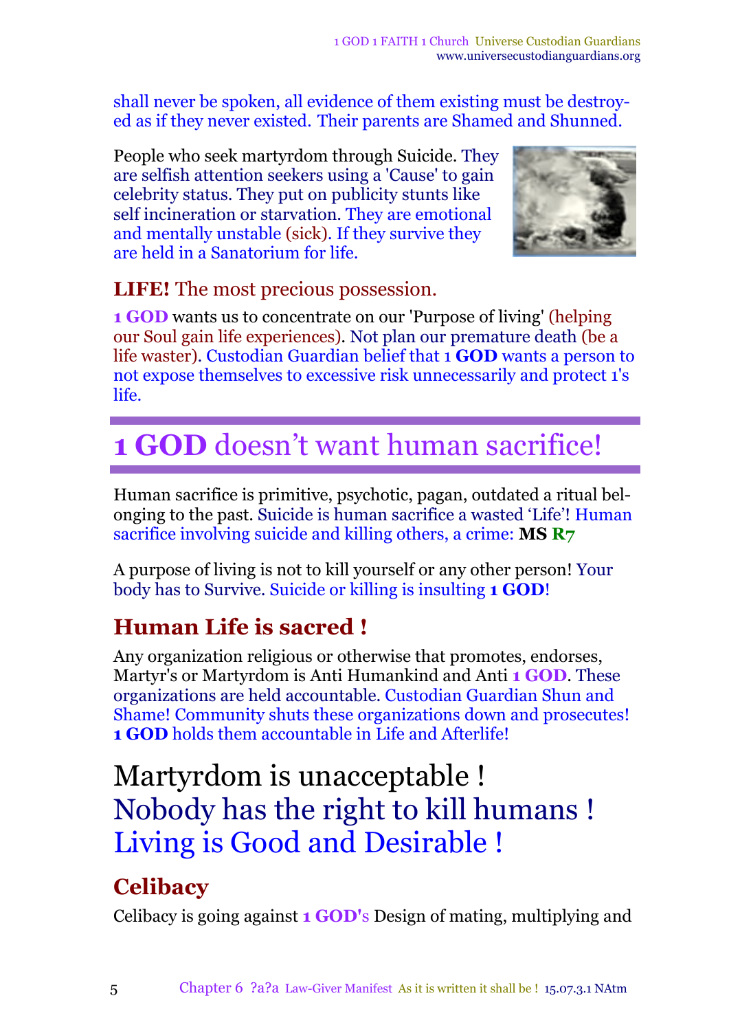shall never be spoken, all evidence of them existing must be destroyed as if they never existed. Their parents are Shamed and Shunned.

People who seek martyrdom through Suicide. They are selfish attention seekers using a 'Cause' to gain celebrity status. They put on publicity stunts like self incineration or starvation. They are emotional and mentally unstable (sick). If they survive they are held in a Sanatorium for life.

### **LIFE!** The most precious possession.

**1 GOD** wants us to concentrate on our 'Purpose of living' (helping our Soul gain life experiences). Not plan our premature death (be a life waster). Custodian Guardian belief that **1 GOD** wants a person to not expose themselves to excessive risk unnecessarily and protect 1's life.

# **1 GOD** doesn't want human sacrifice!

Human sacrifice is primitive, psychotic, pagan, outdated a ritual belonging to the past. Suicide is human sacrifice a wasted 'Life'! Human sacrifice involving suicide and killing others, a crime: **MS R7**

A purpose of living is not to kill yourself or any other person! Your body has to Survive. Suicide or killing is insulting **1 GOD**!

## **Human Life is sacred !**

Any organization religious or otherwise that promotes, endorses, Martyr's or Martyrdom is Anti Humankind and Anti **1 GOD**. These organizations are held accountable. Custodian Guardian Shun and Shame! Community shuts these organizations down and prosecutes! **1 GOD** holds them accountable in Life and Afterlife!

# Martyrdom is unacceptable !
# Nobody has the right to kill humans !
# Living is Good and Desirable !

## **Celibacy**

Celibacy is going against **1 GOD's** Design of mating, multiplying and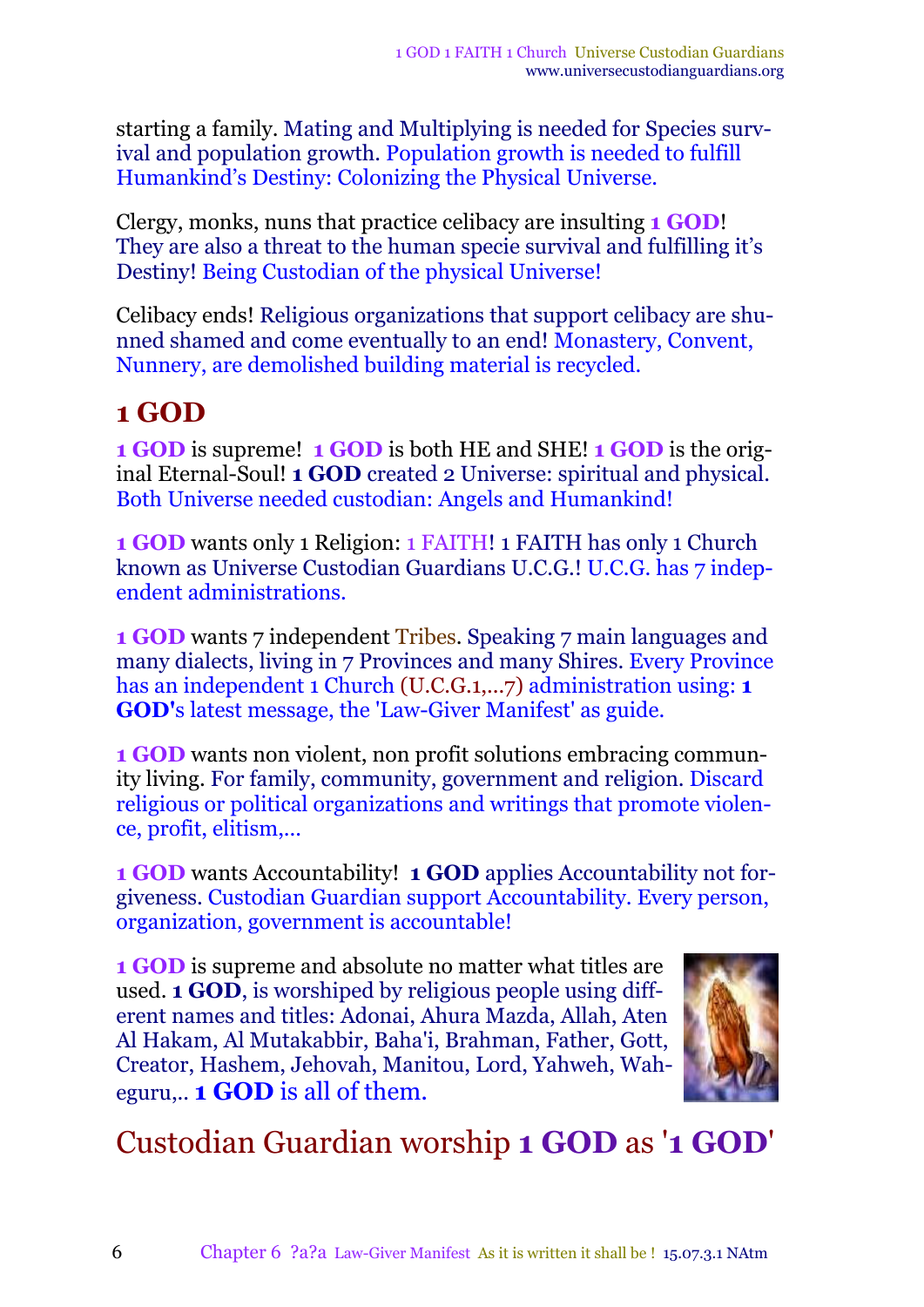starting a family. Mating and Multiplying is needed for Species survival and population growth. Population growth is needed to fulfill Humankind's Destiny: Colonizing the Physical Universe.

Clergy, monks, nuns that practice celibacy are insulting **1 GOD**! They are also a threat to the human specie survival and fulfilling it's Destiny! Being Custodian of the physical Universe!

Celibacy ends! Religious organizations that support celibacy are shunned shamed and come eventually to an end! Monastery, Convent, Nunnery, are demolished building material is recycled.

## 1 GOD

**1 GOD** is supreme! **1 GOD** is both HE and SHE! **1 GOD** is the original Eternal-Soul! **1 GOD** created 2 Universe: spiritual and physical. Both Universe needed custodian: Angels and Humankind!

**1 GOD** wants only 1 Religion: 1 FAITH! 1 FAITH has only 1 Church known as Universe Custodian Guardians U.C.G.! U.C.G. has 7 independent administrations.

**1 GOD** wants 7 independent Tribes. Speaking 7 main languages and many dialects, living in 7 Provinces and many Shires. Every Province has an independent 1 Church (U.C.G.1,...7) administration using: **1 GOD'**s latest message, the 'Law-Giver Manifest' as guide.

**1 GOD** wants non violent, non profit solutions embracing community living. For family, community, government and religion. Discard religious or political organizations and writings that promote violence, profit, elitism,...

**1 GOD** wants Accountability! **1 GOD** applies Accountability not forgiveness. Custodian Guardian support Accountability. Every person, organization, government is accountable!

**1 GOD** is supreme and absolute no matter what titles are used. **1 GOD**, is worshiped by religious people using different names and titles: Adonai, Ahura Mazda, Allah, Aten Al Hakam, Al Mutakabbir, Baha'i, Brahman, Father, Gott, Creator, Hashem, Jehovah, Manitou, Lord, Yahweh, Waheguru,.. **1 GOD** is all of them.

## Custodian Guardian worship **1 GOD** as '**1 GOD**'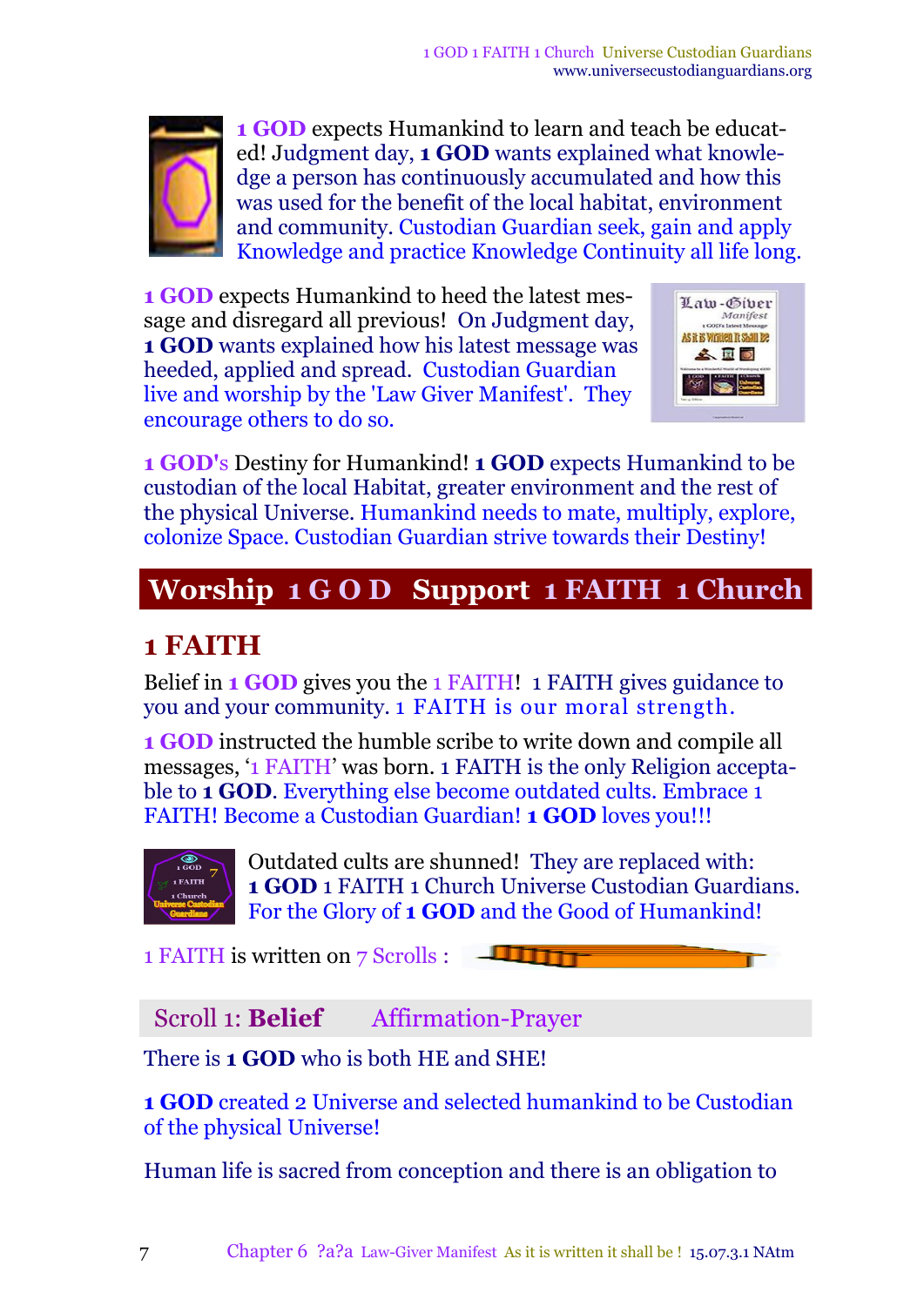**1 GOD** expects Humankind to learn and teach be educated! Judgment day, **1 GOD** wants explained what knowledge a person has continuously accumulated and how this was used for the benefit of the local habitat, environment and community. Custodian Guardian seek, gain and apply Knowledge and practice Knowledge Continuity all life long.

**1 GOD** expects Humankind to heed the latest message and disregard all previous! On Judgment day, **1 GOD** wants explained how his latest message was heeded, applied and spread. Custodian Guardian live and worship by the 'Law Giver Manifest'. They encourage others to do so.

**1 GOD's** Destiny for Humankind! **1 GOD** expects Humankind to be custodian of the local Habitat, greater environment and the rest of the physical Universe. Humankind needs to mate, multiply, explore, colonize Space. Custodian Guardian strive towards their Destiny!

## Worship 1 G O D Support 1 FAITH 1 Church

## 1 FAITH

Belief in **1 GOD** gives you the 1 FAITH! 1 FAITH gives guidance to you and your community. 1 FAITH is our moral strength.

**1 GOD** instructed the humble scribe to write down and compile all messages, '1 FAITH' was born. 1 FAITH is the only Religion acceptable to **1 GOD**. Everything else become outdated cults. Embrace 1 FAITH! Become a Custodian Guardian! **1 GOD** loves you!!!

Outdated cults are shunned! They are replaced with: **1 GOD** 1 FAITH 1 Church Universe Custodian Guardians. For the Glory of **1 GOD** and the Good of Humankind!

1 FAITH is written on 7 Scrolls :

### Scroll 1: **Belief** Affirmation-Prayer

There is **1 GOD** who is both HE and SHE!

**1 GOD** created 2 Universe and selected humankind to be Custodian of the physical Universe!

Human life is sacred from conception and there is an obligation to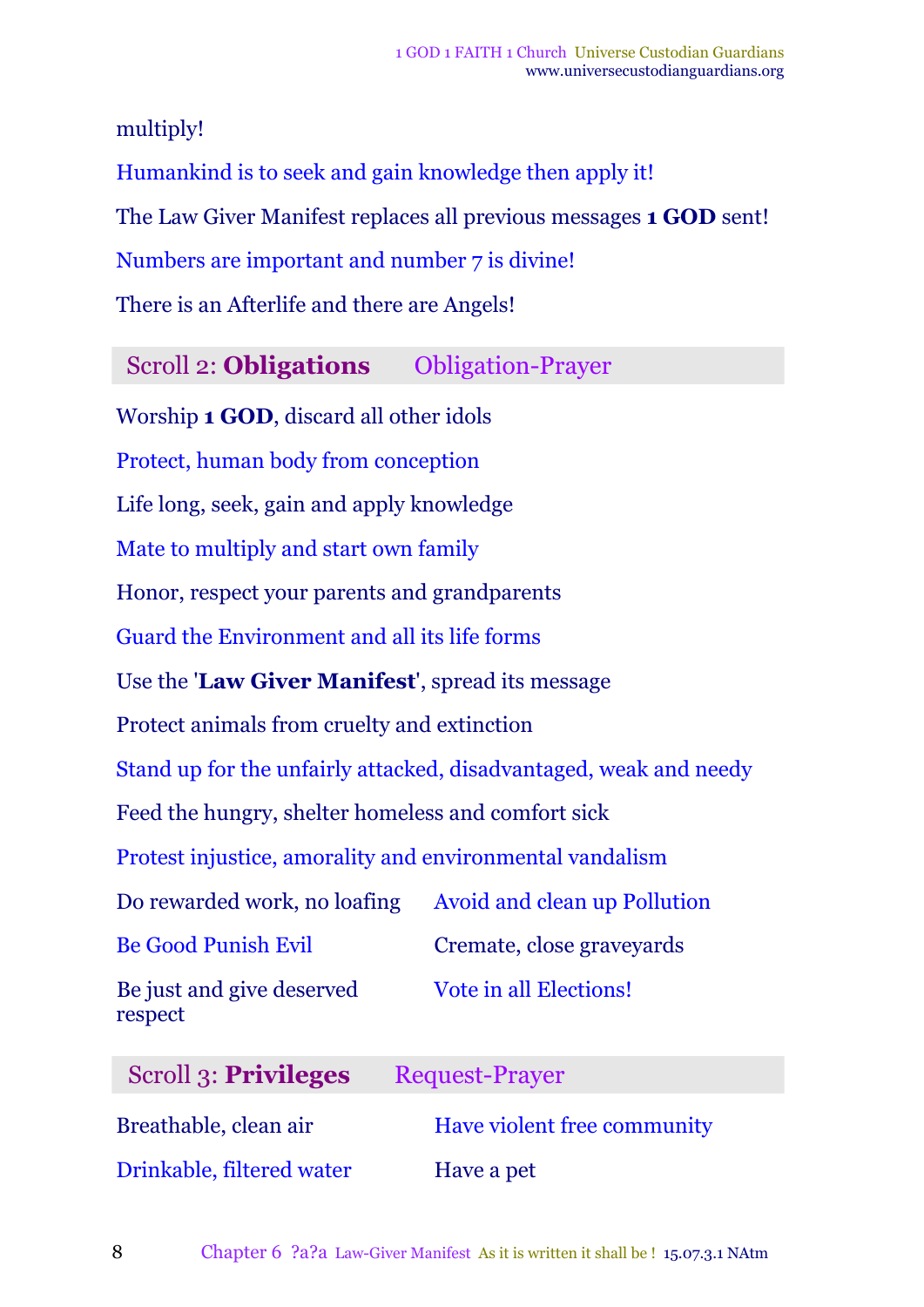multiply!

Humankind is to seek and gain knowledge then apply it!

The Law Giver Manifest replaces all previous messages **1 GOD** sent!

Numbers are important and number 7 is divine!

There is an Afterlife and there are Angels!

## Scroll 2: **Obligations** Obligation-Prayer

Worship **1 GOD**, discard all other idols

Protect, human body from conception

Life long, seek, gain and apply knowledge

Mate to multiply and start own family

Honor, respect your parents and grandparents

Guard the Environment and all its life forms

Use the '**Law Giver Manifest**', spread its message

Protect animals from cruelty and extinction

Stand up for the unfairly attacked, disadvantaged, weak and needy

Feed the hungry, shelter homeless and comfort sick

Protest injustice, amorality and environmental vandalism

Do rewarded work, no loafing

Avoid and clean up Pollution

Be Good Punish Evil

Cremate, close graveyards

Be just and give deserved respect

Vote in all Elections!

## Scroll 3: **Privileges** Request-Prayer

Breathable, clean air

Have violent free community

Drinkable, filtered water

Have a pet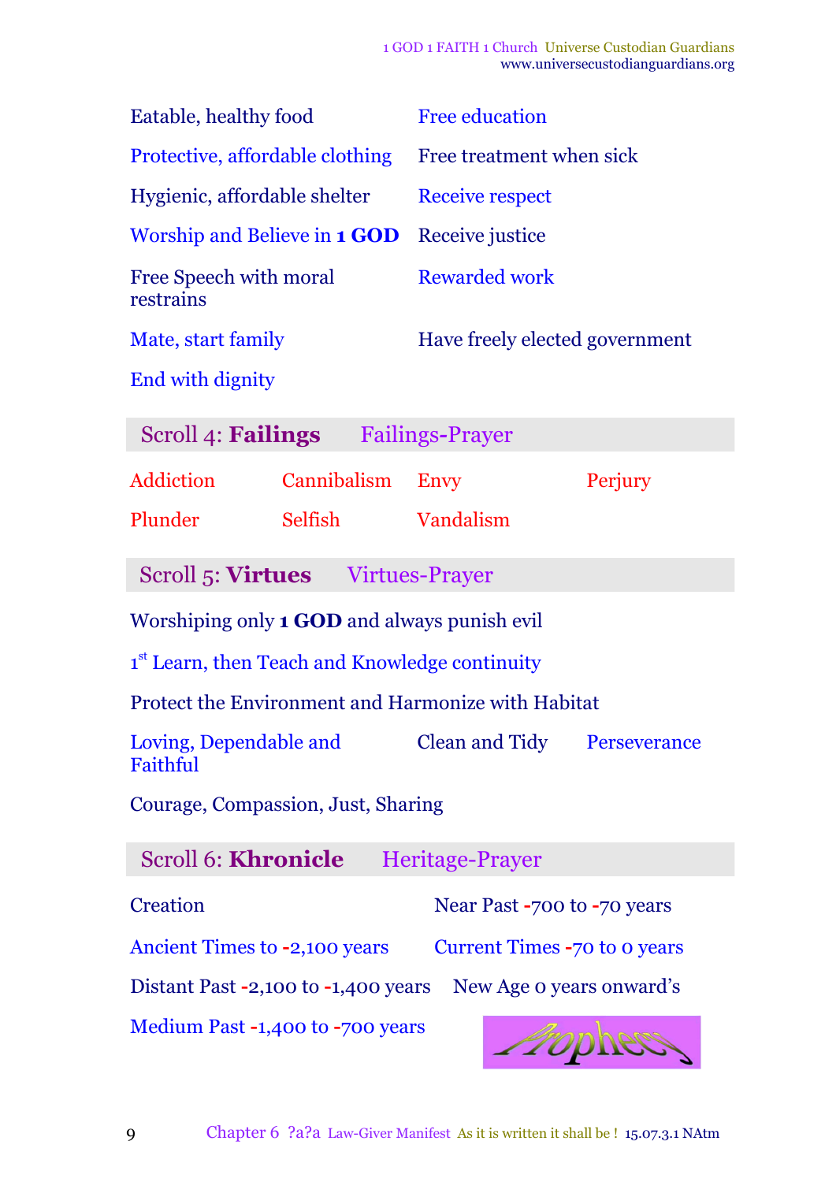| | |
|---|---|
| Eatable, healthy food | Free education |
| Protective, affordable clothing | Free treatment when sick |
| Hygienic, affordable shelter | Receive respect |
| Worship and Believe in **1 GOD** | Receive justice |
| Free Speech with moral restrains | Rewarded work |
| Mate, start family | Have freely elected government |
| End with dignity | |

## Scroll 4: **Failings** Failings-Prayer

| | | | |
|---|---|---|---|
| Addiction | Cannibalism | Envy | Perjury |
| Plunder | Selfish | Vandalism | |

## Scroll 5: **Virtues** Virtues-Prayer

Worshiping only **1 GOD** and always punish evil

1st Learn, then Teach and Knowledge continuity

Protect the Environment and Harmonize with Habitat

| | | |
|---|---|---|
| Loving, Dependable and Faithful | Clean and Tidy | Perseverance |

Courage, Compassion, Just, Sharing

## Scroll 6: **Khronicle** Heritage-Prayer

| | |
|---|---|
| Creation | Near Past -700 to -70 years |
| Ancient Times to -2,100 years | Current Times -70 to 0 years |
| Distant Past -2,100 to -1,400 years | New Age 0 years onward's |
| Medium Past -1,400 to -700 years | Prophecy |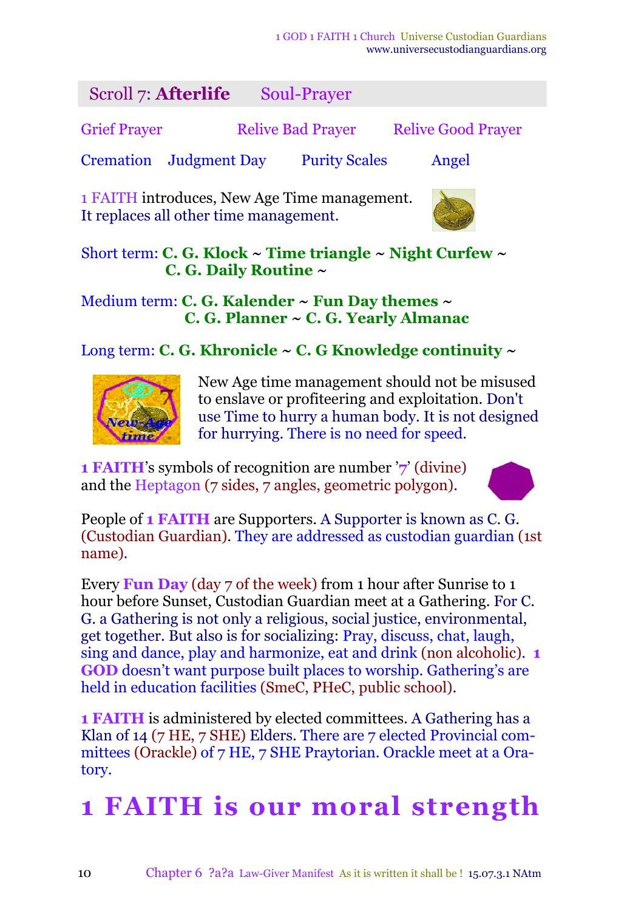## Scroll 7: **Afterlife** Soul-Prayer

Grief Prayer Relive Bad Prayer Relive Good Prayer

Cremation Judgment Day Purity Scales Angel

1 FAITH introduces, New Age Time management. It replaces all other time management.

Short term: **C. G. Klock ~ Time triangle ~ Night Curfew ~ C. G. Daily Routine ~**

Medium term: **C. G. Kalender ~ Fun Day themes ~ C. G. Planner ~ C. G. Yearly Almanac**

Long term: **C. G. Khronicle ~ C. G Knowledge continuity ~**

New Age time management should not be misused to enslave or profiteering and exploitation. Don't use Time to hurry a human body. It is not designed for hurrying. There is no need for speed.

**1 FAITH**'s symbols of recognition are number '**7**' (divine) and the Heptagon (7 sides, 7 angles, geometric polygon).

People of **1 FAITH** are Supporters. A Supporter is known as C. G. (Custodian Guardian). They are addressed as custodian guardian (1st name).

Every **Fun Day** (day 7 of the week) from 1 hour after Sunrise to 1 hour before Sunset, Custodian Guardian meet at a Gathering. For C. G. a Gathering is not only a religious, social justice, environmental, get together. But also is for socializing: Pray, discuss, chat, laugh, sing and dance, play and harmonize, eat and drink (non alcoholic). **1 GOD** doesn't want purpose built places to worship. Gathering's are held in education facilities (SmeC, PHeC, public school).

**1 FAITH** is administered by elected committees. A Gathering has a Klan of 14 (7 HE, 7 SHE) Elders. There are 7 elected Provincial committees (Orackle) of 7 HE, 7 SHE Praytorian. Orackle meet at a Oratory.

# **1 FAITH is our moral strength**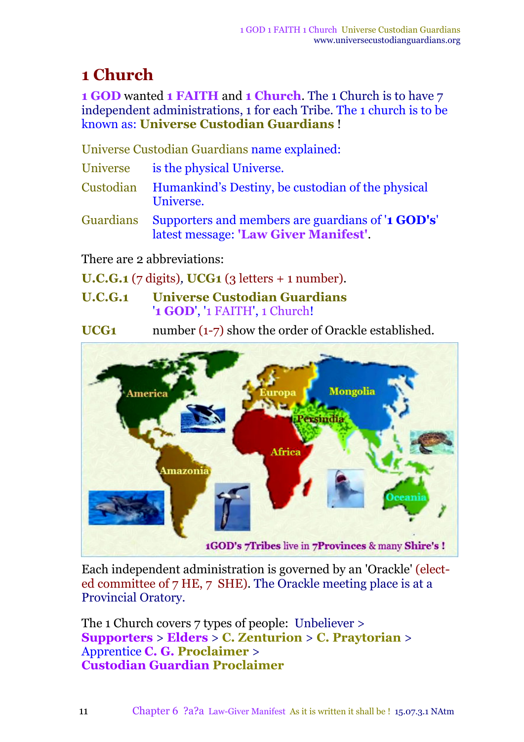# 1 Church

**1 GOD** wanted **1 FAITH** and **1 Church**. The 1 Church is to have 7 independent administrations, 1 for each Tribe. The 1 church is to be known as: **Universe Custodian Guardians** !

Universe Custodian Guardians name explained:

| | |
|---|---|
| Universe | is the physical Universe. |
| Custodian | Humankind's Destiny, be custodian of the physical Universe. |
| Guardians | Supporters and members are guardians of '**1 GOD's**' latest message: **'Law Giver Manifest'**. |

There are 2 abbreviations:

**U.C.G.1** (7 digits), **UCG1** (3 letters + 1 number).

| | |
|---|---|
| **U.C.G.1** | **Universe Custodian Guardians** '**1 GOD**', '1 FAITH', 1 Church! |
| **UCG1** | number (1-7) show the order of Orackle established. |

1GOD's 7Tribes live in 7Provinces & many Shire's !

Each independent administration is governed by an 'Orackle' (elected committee of 7 HE, 7 SHE). The Orackle meeting place is at a Provincial Oratory.

The 1 Church covers 7 types of people: Unbeliever > **Supporters** > **Elders** > **C. Zenturion** > **C. Praytorian** > Apprentice **C. G. Proclaimer** > **Custodian Guardian Proclaimer**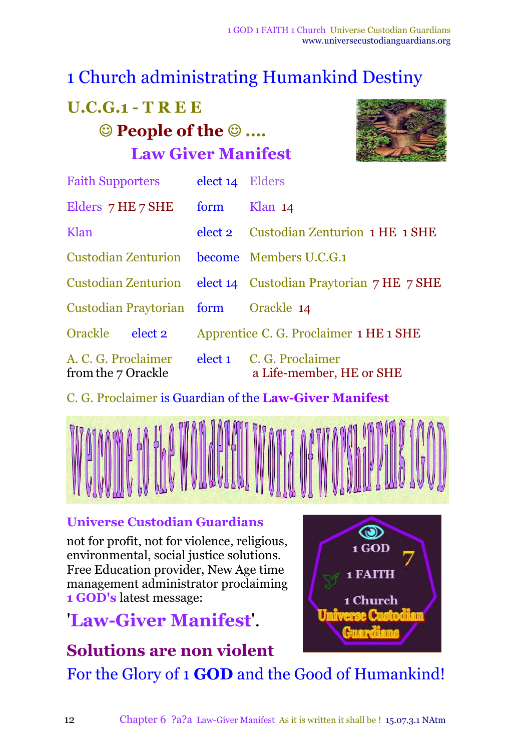# 1 Church administrating Humankind Destiny

## U.C.G.1 - T R E E

### ☺ People of the ☺ ....

### Law Giver Manifest

| | | |
|---|---|---|
| Faith Supporters | elect 14 | Elders |
| Elders 7 HE 7 SHE | form | Klan 14 |
| Klan | elect 2 | Custodian Zenturion 1 HE 1 SHE |
| Custodian Zenturion | become | Members U.C.G.1 |
| Custodian Zenturion | elect 14 | Custodian Praytorian 7 HE 7 SHE |
| Custodian Praytorian | form | Orackle 14 |
| Orackle elect 2 | | Apprentice C. G. Proclaimer 1 HE 1 SHE |
| A. C. G. Proclaimer from the 7 Orackle | elect 1 | C. G. Proclaimer a Life-member, HE or SHE |

C. G. Proclaimer is Guardian of the **Law-Giver Manifest**

Welcome to the Wonderful World of Worshipping 1GOD

**Universe Custodian Guardians**

not for profit, not for violence, religious, environmental, social justice solutions. Free Education provider, New Age time management administrator proclaiming **1 GOD's** latest message:

## '**Law-Giver Manifest**'.

## Solutions are non violent

For the Glory of 1 **GOD** and the Good of Humankind!

1 GOD 7 1 FAITH 1 Church Universe Custodian Guardians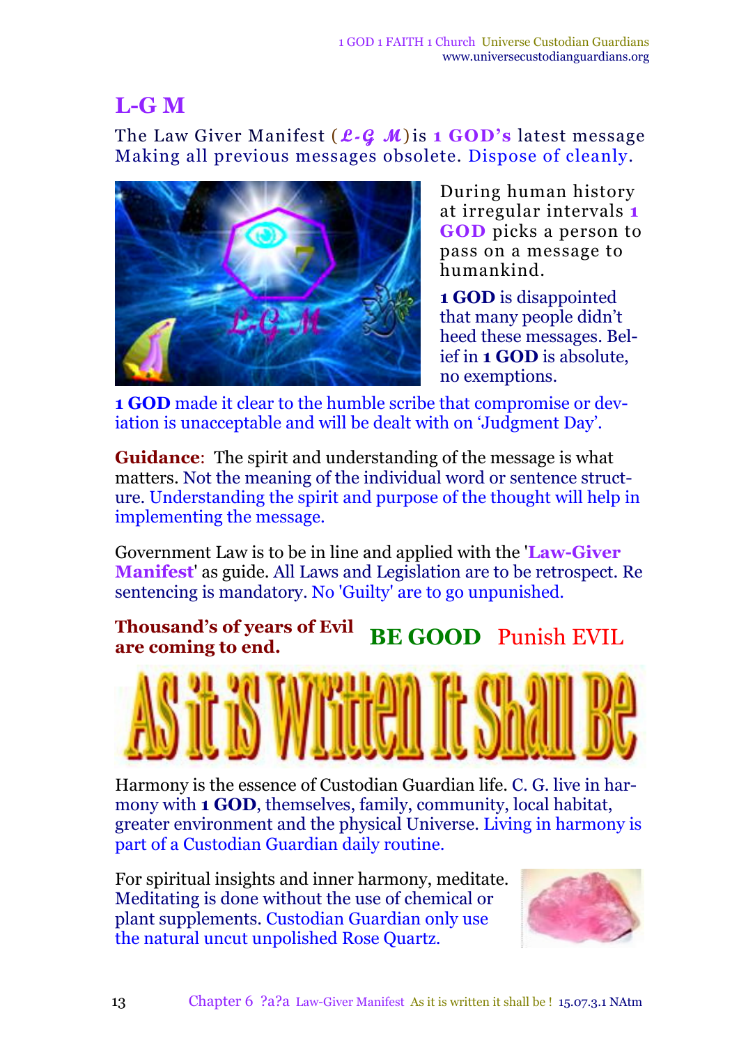## L-G M

The Law Giver Manifest (*L-G M*) is **1 GOD's** latest message Making all previous messages obsolete. Dispose of cleanly.

During human history at irregular intervals **1 GOD** picks a person to pass on a message to humankind.

**1 GOD** is disappointed that many people didn't heed these messages. Belief in **1 GOD** is absolute, no exemptions.

**1 GOD** made it clear to the humble scribe that compromise or deviation is unacceptable and will be dealt with on 'Judgment Day'.

**Guidance**: The spirit and understanding of the message is what matters. Not the meaning of the individual word or sentence structure. Understanding the spirit and purpose of the thought will help in implementing the message.

Government Law is to be in line and applied with the '**Law-Giver Manifest**' as guide. All Laws and Legislation are to be retrospect. Re sentencing is mandatory. No 'Guilty' are to go unpunished.

**Thousand's of years of Evil are coming to end.**

**BE GOOD** Punish EVIL

**AS it iS WrItten It Shall Be**

Harmony is the essence of Custodian Guardian life. C. G. live in harmony with **1 GOD**, themselves, family, community, local habitat, greater environment and the physical Universe. Living in harmony is part of a Custodian Guardian daily routine.

For spiritual insights and inner harmony, meditate. Meditating is done without the use of chemical or plant supplements. Custodian Guardian only use the natural uncut unpolished Rose Quartz.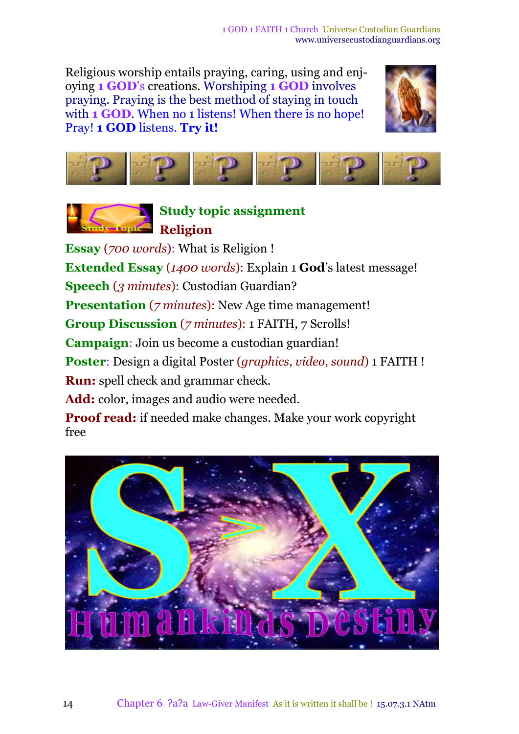Religious worship entails praying, caring, using and enjoying **1 GOD**'s creations. Worshiping **1 GOD** involves praying. Praying is the best method of staying in touch with **1 GOD**. When no 1 listens! When there is no hope! Pray! **1 GOD** listens. **Try it!**

## Study topic assignment

## Religion

**Essay** (*700 words*): What is Religion !

**Extended Essay** (*1400 words*): Explain 1 **God**'s latest message!

**Speech** (*3 minutes*): Custodian Guardian?

**Presentation** (*7 minutes*): New Age time management!

**Group Discussion** (*7 minutes*): 1 FAITH, 7 Scrolls!

**Campaign**: Join us become a custodian guardian!

**Poster**: Design a digital Poster (*graphics, video, sound*) 1 FAITH !

**Run:** spell check and grammar check.

**Add:** color, images and audio were needed.

**Proof read:** if needed make changes. Make your work copyright free